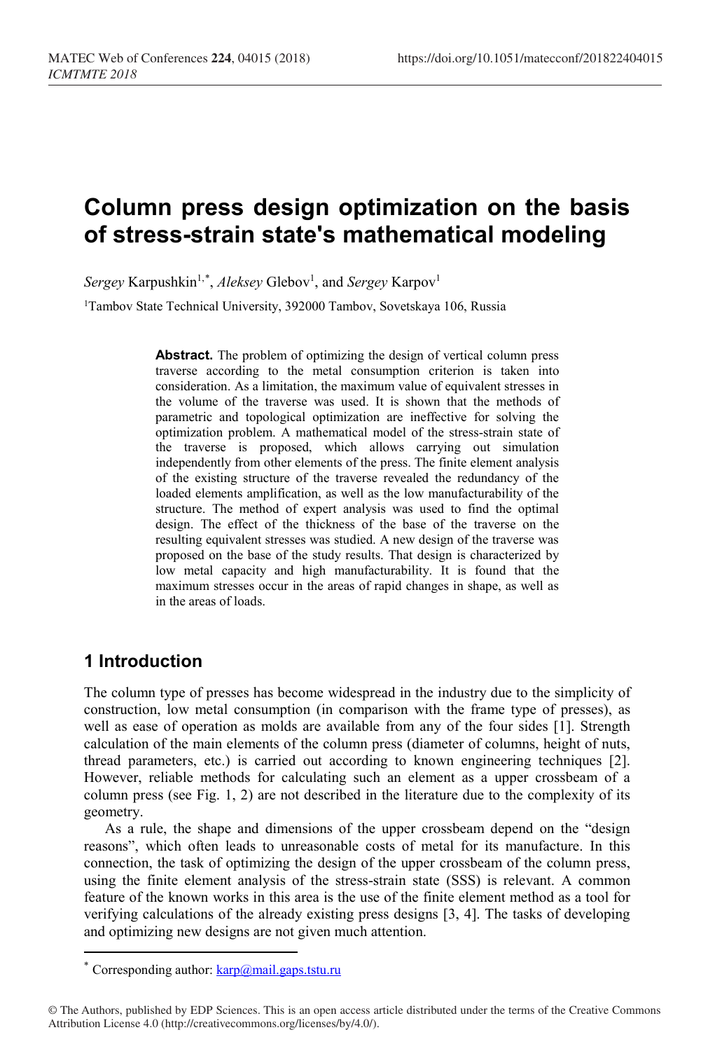# Column press design optimization on the basis of stress-strain state's mathematical modeling

*Sergey* Karpushkin[1,*], *Aleksey* Glebov[1], and *Sergey* Karpov[1]

[1]Tambov State Technical University, 392000 Tambov, Sovetskaya 106, Russia

**Abstract.** The problem of optimizing the design of vertical column press traverse according to the metal consumption criterion is taken into consideration. As a limitation, the maximum value of equivalent stresses in the volume of the traverse was used. It is shown that the methods of parametric and topological optimization are ineffective for solving the optimization problem. A mathematical model of the stress-strain state of the traverse is proposed, which allows carrying out simulation independently from other elements of the press. The finite element analysis of the existing structure of the traverse revealed the redundancy of the loaded elements amplification, as well as the low manufacturability of the structure. The method of expert analysis was used to find the optimal design. The effect of the thickness of the base of the traverse on the resulting equivalent stresses was studied. A new design of the traverse was proposed on the base of the study results. That design is characterized by low metal capacity and high manufacturability. It is found that the maximum stresses occur in the areas of rapid changes in shape, as well as in the areas of loads.

## 1 Introduction

The column type of presses has become widespread in the industry due to the simplicity of construction, low metal consumption (in comparison with the frame type of presses), as well as ease of operation as molds are available from any of the four sides [1]. Strength calculation of the main elements of the column press (diameter of columns, height of nuts, thread parameters, etc.) is carried out according to known engineering techniques [2]. However, reliable methods for calculating such an element as a upper crossbeam of a column press (see Fig. 1, 2) are not described in the literature due to the complexity of its geometry.

As a rule, the shape and dimensions of the upper crossbeam depend on the "design reasons", which often leads to unreasonable costs of metal for its manufacture. In this connection, the task of optimizing the design of the upper crossbeam of the column press, using the finite element analysis of the stress-strain state (SSS) is relevant. A common feature of the known works in this area is the use of the finite element method as a tool for verifying calculations of the already existing press designs [3, 4]. The tasks of developing and optimizing new designs are not given much attention.

* Corresponding author: karp@mail.gaps.tstu.ru

© The Authors, published by EDP Sciences. This is an open access article distributed under the terms of the Creative Commons Attribution License 4.0 (http://creativecommons.org/licenses/by/4.0/).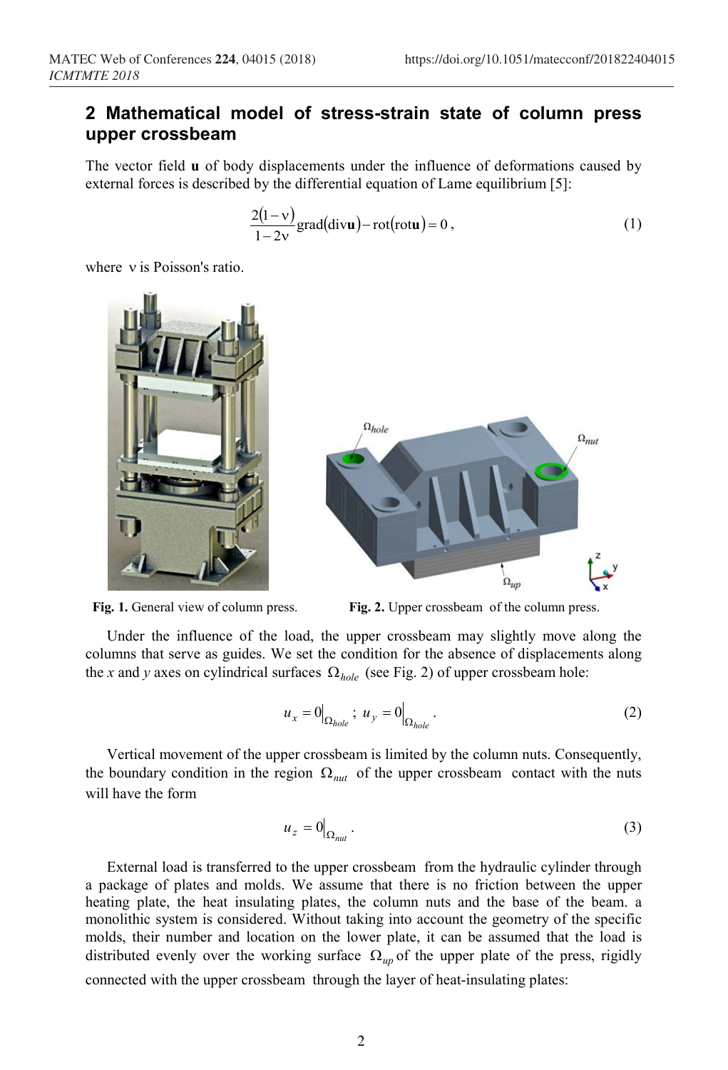## 2 Mathematical model of stress-strain state of column press upper crossbeam

The vector field **u** of body displacements under the influence of deformations caused by external forces is described by the differential equation of Lame equilibrium [5]:

$$\frac{2(1-\nu)}{1-2\nu}\operatorname{grad}(\operatorname{div}\mathbf{u})-\operatorname{rot}(\operatorname{rot}\mathbf{u})=0\,, \tag{1}$$

where $\nu$ is Poisson's ratio.

**Fig. 1.** General view of column press.

**Fig. 2.** Upper crossbeam of the column press.

Under the influence of the load, the upper crossbeam may slightly move along the columns that serve as guides. We set the condition for the absence of displacements along the *x* and *y* axes on cylindrical surfaces $\Omega_{hole}$ (see Fig. 2) of upper crossbeam hole:

$$u_x = 0\big|_{\Omega_{hole}}\,;\; u_y = 0\big|_{\Omega_{hole}}\,. \tag{2}$$

Vertical movement of the upper crossbeam is limited by the column nuts. Consequently, the boundary condition in the region $\Omega_{nut}$ of the upper crossbeam contact with the nuts will have the form

$$u_z = 0\big|_{\Omega_{nut}}\,. \tag{3}$$

External load is transferred to the upper crossbeam from the hydraulic cylinder through a package of plates and molds. We assume that there is no friction between the upper heating plate, the heat insulating plates, the column nuts and the base of the beam. a monolithic system is considered. Without taking into account the geometry of the specific molds, their number and location on the lower plate, it can be assumed that the load is distributed evenly over the working surface $\Omega_{up}$ of the upper plate of the press, rigidly connected with the upper crossbeam through the layer of heat-insulating plates: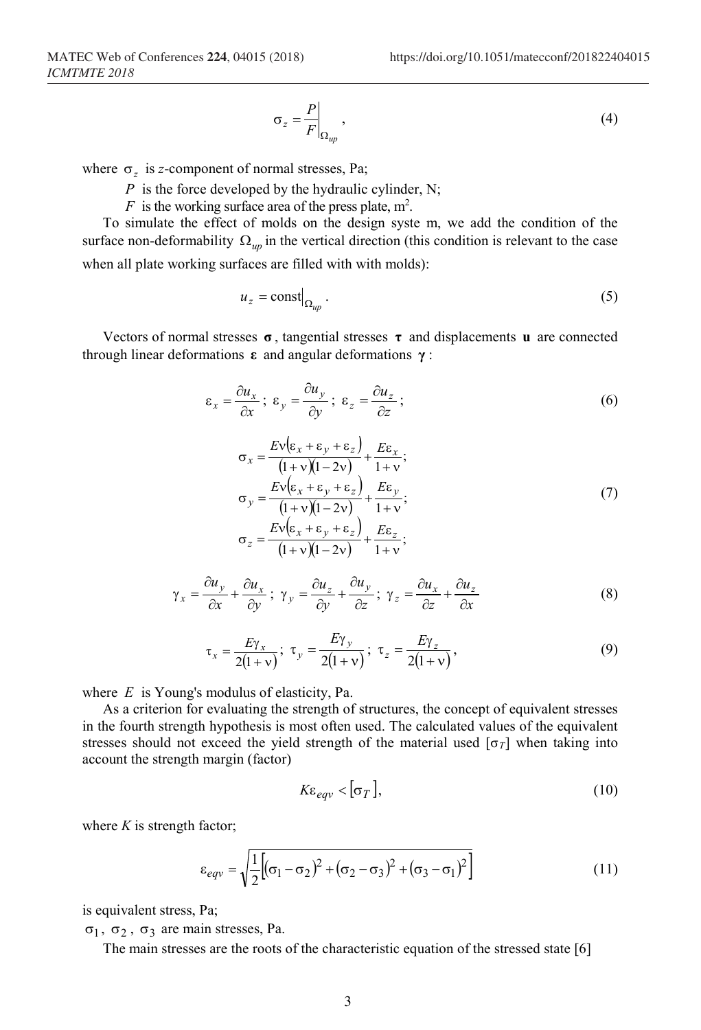$$\sigma_z = \frac{P}{F}\bigg|_{\Omega_{up}}, \tag{4}$$

where $\sigma_z$ is $z$-component of normal stresses, Pa;

$P$ is the force developed by the hydraulic cylinder, N;

$F$ is the working surface area of the press plate, m$^2$.

To simulate the effect of molds on the design syste m, we add the condition of the surface non-deformability $\Omega_{up}$ in the vertical direction (this condition is relevant to the case when all plate working surfaces are filled with with molds):

$$u_z = \text{const}\big|_{\Omega_{up}}. \tag{5}$$

Vectors of normal stresses $\boldsymbol{\sigma}$, tangential stresses $\boldsymbol{\tau}$ and displacements $\mathbf{u}$ are connected through linear deformations $\boldsymbol{\varepsilon}$ and angular deformations $\boldsymbol{\gamma}$:

$$\varepsilon_x = \frac{\partial u_x}{\partial x};\ \varepsilon_y = \frac{\partial u_y}{\partial y};\ \varepsilon_z = \frac{\partial u_z}{\partial z}; \tag{6}$$

$$\begin{aligned}
\sigma_x &= \frac{E\nu(\varepsilon_x + \varepsilon_y + \varepsilon_z)}{(1+\nu)(1-2\nu)} + \frac{E\varepsilon_x}{1+\nu};\\
\sigma_y &= \frac{E\nu(\varepsilon_x + \varepsilon_y + \varepsilon_z)}{(1+\nu)(1-2\nu)} + \frac{E\varepsilon_y}{1+\nu};\\
\sigma_z &= \frac{E\nu(\varepsilon_x + \varepsilon_y + \varepsilon_z)}{(1+\nu)(1-2\nu)} + \frac{E\varepsilon_z}{1+\nu};
\end{aligned} \tag{7}$$

$$\gamma_x = \frac{\partial u_y}{\partial x} + \frac{\partial u_x}{\partial y};\ \gamma_y = \frac{\partial u_z}{\partial y} + \frac{\partial u_y}{\partial z};\ \gamma_z = \frac{\partial u_x}{\partial z} + \frac{\partial u_z}{\partial x} \tag{8}$$

$$\tau_x = \frac{E\gamma_x}{2(1+\nu)};\ \tau_y = \frac{E\gamma_y}{2(1+\nu)};\ \tau_z = \frac{E\gamma_z}{2(1+\nu)}, \tag{9}$$

where $E$ is Young's modulus of elasticity, Pa.

As a criterion for evaluating the strength of structures, the concept of equivalent stresses in the fourth strength hypothesis is most often used. The calculated values of the equivalent stresses should not exceed the yield strength of the material used $[\sigma_T]$ when taking into account the strength margin (factor)

$$K\varepsilon_{eqv} < [\sigma_T], \tag{10}$$

where $K$ is strength factor;

$$\varepsilon_{eqv} = \sqrt{\frac{1}{2}\left[(\sigma_1 - \sigma_2)^2 + (\sigma_2 - \sigma_3)^2 + (\sigma_3 - \sigma_1)^2\right]} \tag{11}$$

is equivalent stress, Pa;

$\sigma_1$, $\sigma_2$, $\sigma_3$ are main stresses, Pa.

The main stresses are the roots of the characteristic equation of the stressed state [6]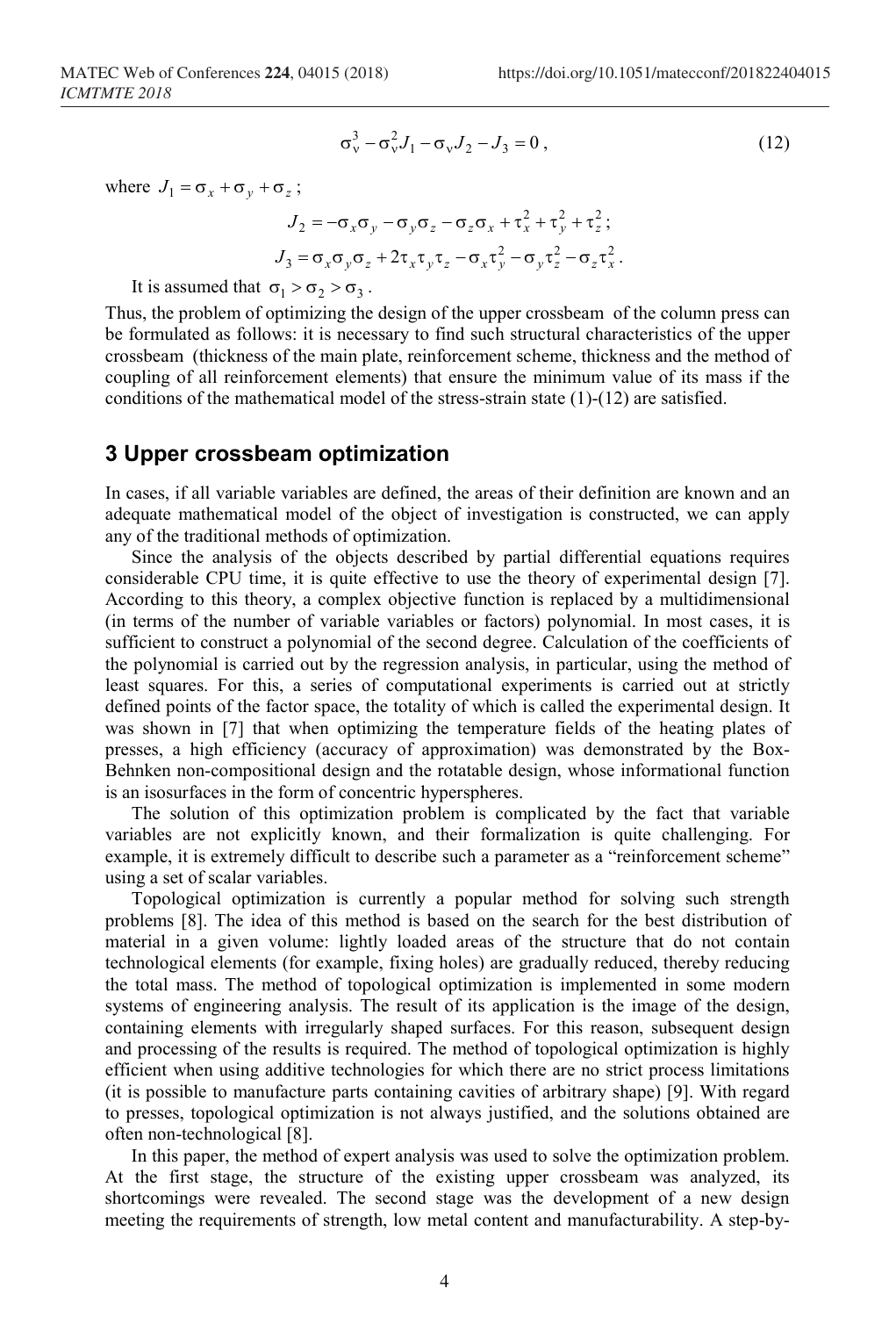$$\sigma_v^3 - \sigma_v^2 J_1 - \sigma_v J_2 - J_3 = 0\,, \tag{12}$$

where $J_1 = \sigma_x + \sigma_y + \sigma_z$;

$$J_2 = -\sigma_x\sigma_y - \sigma_y\sigma_z - \sigma_z\sigma_x + \tau_x^2 + \tau_y^2 + \tau_z^2\,;$$

$$J_3 = \sigma_x\sigma_y\sigma_z + 2\tau_x\tau_y\tau_z - \sigma_x\tau_y^2 - \sigma_y\tau_z^2 - \sigma_z\tau_x^2\,.$$

It is assumed that $\sigma_1 > \sigma_2 > \sigma_3$.

Thus, the problem of optimizing the design of the upper crossbeam of the column press can be formulated as follows: it is necessary to find such structural characteristics of the upper crossbeam (thickness of the main plate, reinforcement scheme, thickness and the method of coupling of all reinforcement elements) that ensure the minimum value of its mass if the conditions of the mathematical model of the stress-strain state (1)-(12) are satisfied.

## 3 Upper crossbeam optimization

In cases, if all variable variables are defined, the areas of their definition are known and an adequate mathematical model of the object of investigation is constructed, we can apply any of the traditional methods of optimization.

Since the analysis of the objects described by partial differential equations requires considerable CPU time, it is quite effective to use the theory of experimental design [7]. According to this theory, a complex objective function is replaced by a multidimensional (in terms of the number of variable variables or factors) polynomial. In most cases, it is sufficient to construct a polynomial of the second degree. Calculation of the coefficients of the polynomial is carried out by the regression analysis, in particular, using the method of least squares. For this, a series of computational experiments is carried out at strictly defined points of the factor space, the totality of which is called the experimental design. It was shown in [7] that when optimizing the temperature fields of the heating plates of presses, a high efficiency (accuracy of approximation) was demonstrated by the Box-Behnken non-compositional design and the rotatable design, whose informational function is an isosurfaces in the form of concentric hyperspheres.

The solution of this optimization problem is complicated by the fact that variable variables are not explicitly known, and their formalization is quite challenging. For example, it is extremely difficult to describe such a parameter as a "reinforcement scheme" using a set of scalar variables.

Topological optimization is currently a popular method for solving such strength problems [8]. The idea of this method is based on the search for the best distribution of material in a given volume: lightly loaded areas of the structure that do not contain technological elements (for example, fixing holes) are gradually reduced, thereby reducing the total mass. The method of topological optimization is implemented in some modern systems of engineering analysis. The result of its application is the image of the design, containing elements with irregularly shaped surfaces. For this reason, subsequent design and processing of the results is required. The method of topological optimization is highly efficient when using additive technologies for which there are no strict process limitations (it is possible to manufacture parts containing cavities of arbitrary shape) [9]. With regard to presses, topological optimization is not always justified, and the solutions obtained are often non-technological [8].

In this paper, the method of expert analysis was used to solve the optimization problem. At the first stage, the structure of the existing upper crossbeam was analyzed, its shortcomings were revealed. The second stage was the development of a new design meeting the requirements of strength, low metal content and manufacturability. A step-by-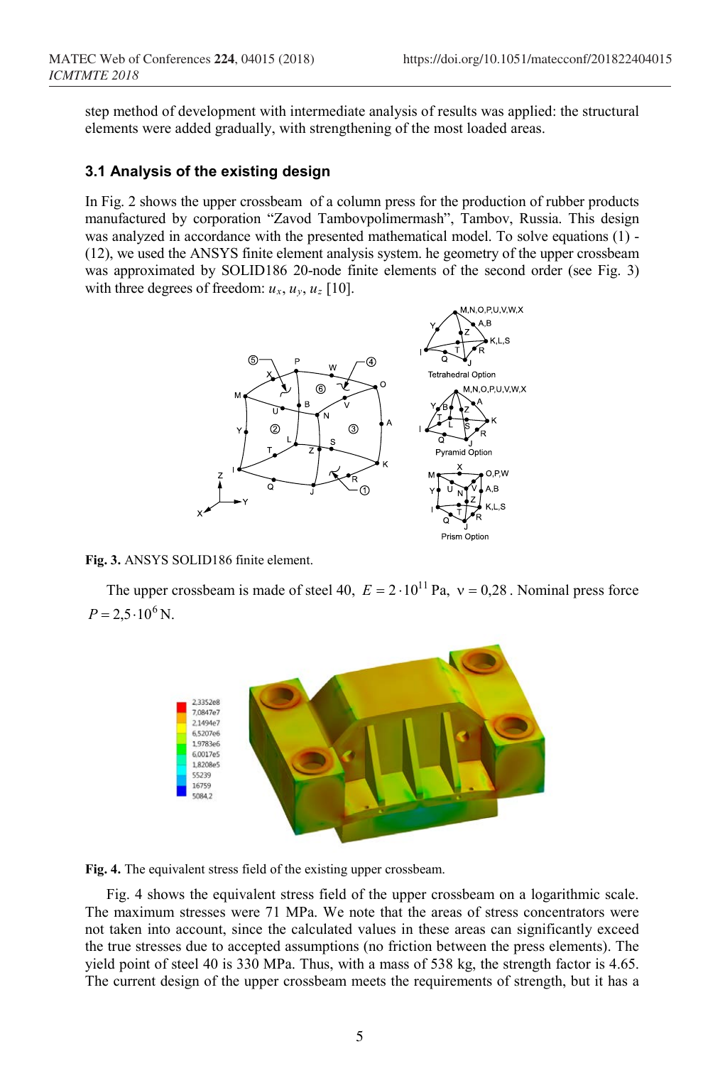step method of development with intermediate analysis of results was applied: the structural elements were added gradually, with strengthening of the most loaded areas.

### 3.1 Analysis of the existing design

In Fig. 2 shows the upper crossbeam  of a column press for the production of rubber products manufactured by corporation “Zavod Tambovpolimermash”, Tambov, Russia. This design was analyzed in accordance with the presented mathematical model. To solve equations (1) - (12), we used the ANSYS finite element analysis system. he geometry of the upper crossbeam was approximated by SOLID186 20-node finite elements of the second order (see Fig. 3) with three degrees of freedom: $u_x$, $u_y$, $u_z$ [10].

**Fig. 3.** ANSYS SOLID186 finite element.

The upper crossbeam is made of steel 40, $E = 2 \cdot 10^{11}$ Pa, $\nu = 0{,}28$. Nominal press force $P = 2{,}5 \cdot 10^{6}$ N.

**Fig. 4.** The equivalent stress field of the existing upper crossbeam.

Fig. 4 shows the equivalent stress field of the upper crossbeam on a logarithmic scale. The maximum stresses were 71 MPa. We note that the areas of stress concentrators were not taken into account, since the calculated values in these areas can significantly exceed the true stresses due to accepted assumptions (no friction between the press elements). The yield point of steel 40 is 330 MPa. Thus, with a mass of 538 kg, the strength factor is 4.65. The current design of the upper crossbeam meets the requirements of strength, but it has a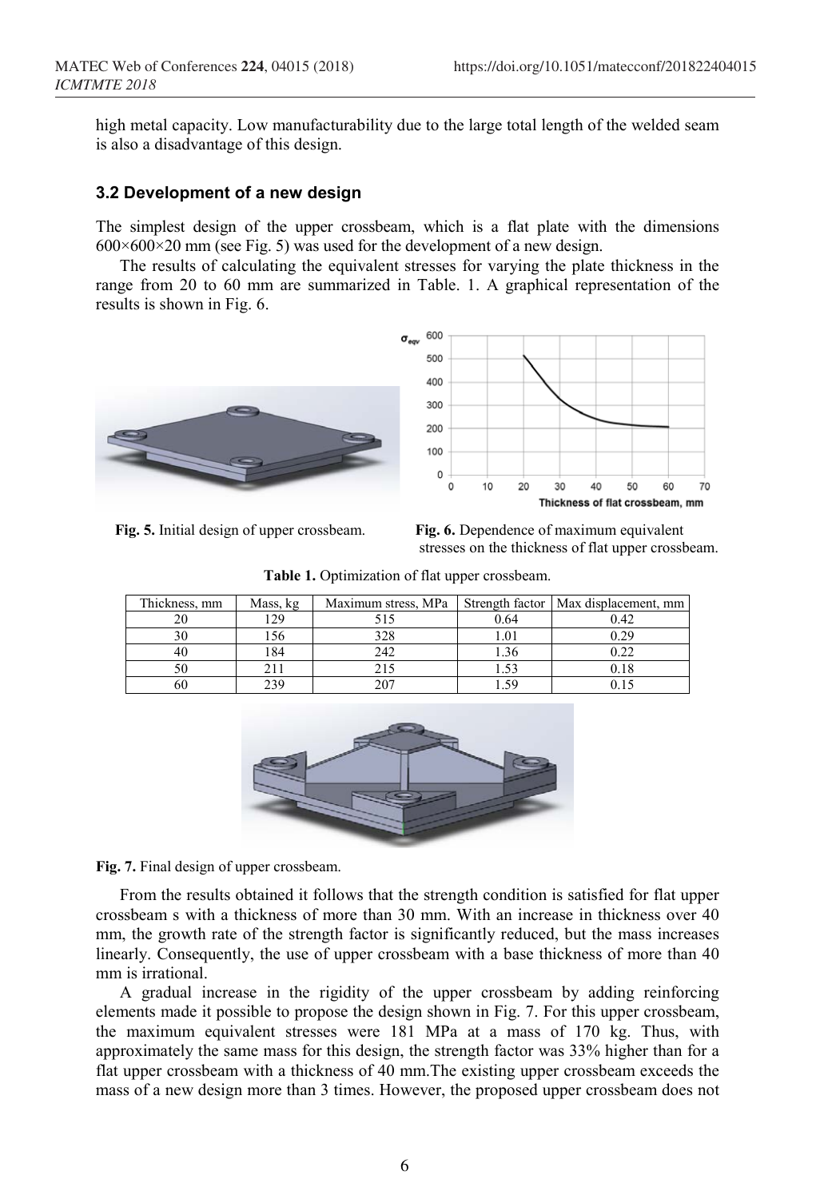high metal capacity. Low manufacturability due to the large total length of the welded seam is also a disadvantage of this design.

### 3.2 Development of a new design

The simplest design of the upper crossbeam, which is a flat plate with the dimensions 600×600×20 mm (see Fig. 5) was used for the development of a new design.

The results of calculating the equivalent stresses for varying the plate thickness in the range from 20 to 60 mm are summarized in Table. 1. A graphical representation of the results is shown in Fig. 6.

**Fig. 5.** Initial design of upper crossbeam.

**Fig. 6.** Dependence of maximum equivalent stresses on the thickness of flat upper crossbeam.

**Table 1.** Optimization of flat upper crossbeam.

| Thickness, mm | Mass, kg | Maximum stress, MPa | Strength factor | Max displacement, mm |
|---|---|---|---|---|
| 20 | 129 | 515 | 0.64 | 0.42 |
| 30 | 156 | 328 | 1.01 | 0.29 |
| 40 | 184 | 242 | 1.36 | 0.22 |
| 50 | 211 | 215 | 1.53 | 0.18 |
| 60 | 239 | 207 | 1.59 | 0.15 |

**Fig. 7.** Final design of upper crossbeam.

From the results obtained it follows that the strength condition is satisfied for flat upper crossbeam s with a thickness of more than 30 mm. With an increase in thickness over 40 mm, the growth rate of the strength factor is significantly reduced, but the mass increases linearly. Consequently, the use of upper crossbeam with a base thickness of more than 40 mm is irrational.

A gradual increase in the rigidity of the upper crossbeam by adding reinforcing elements made it possible to propose the design shown in Fig. 7. For this upper crossbeam, the maximum equivalent stresses were 181 MPa at a mass of 170 kg. Thus, with approximately the same mass for this design, the strength factor was 33% higher than for a flat upper crossbeam with a thickness of 40 mm.The existing upper crossbeam exceeds the mass of a new design more than 3 times. However, the proposed upper crossbeam does not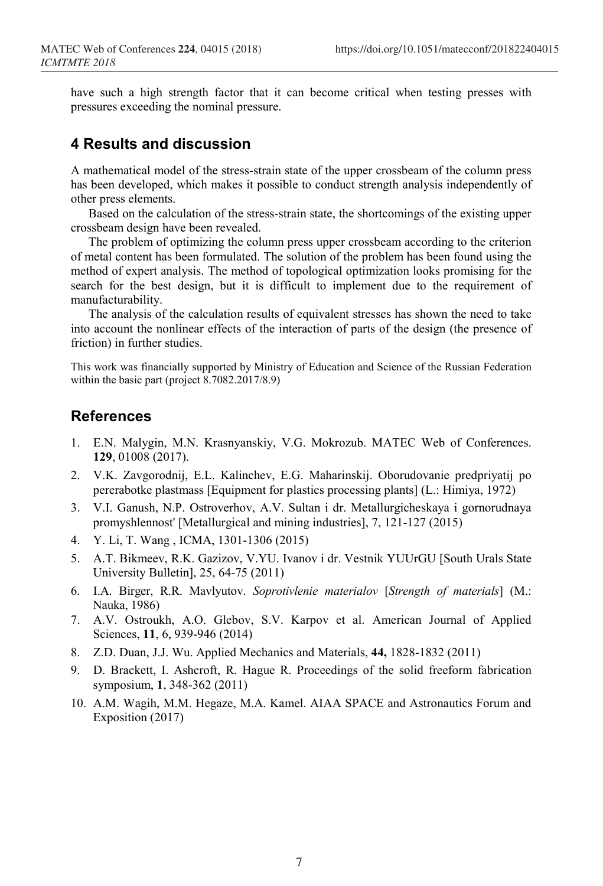have such a high strength factor that it can become critical when testing presses with pressures exceeding the nominal pressure.

## 4 Results and discussion

A mathematical model of the stress-strain state of the upper crossbeam of the column press has been developed, which makes it possible to conduct strength analysis independently of other press elements.

Based on the calculation of the stress-strain state, the shortcomings of the existing upper crossbeam design have been revealed.

The problem of optimizing the column press upper crossbeam according to the criterion of metal content has been formulated. The solution of the problem has been found using the method of expert analysis. The method of topological optimization looks promising for the search for the best design, but it is difficult to implement due to the requirement of manufacturability.

The analysis of the calculation results of equivalent stresses has shown the need to take into account the nonlinear effects of the interaction of parts of the design (the presence of friction) in further studies.

This work was financially supported by Ministry of Education and Science of the Russian Federation within the basic part (project 8.7082.2017/8.9)

## References

1. E.N. Malygin, M.N. Krasnyanskiy, V.G. Mokrozub. MATEC Web of Conferences. **129**, 01008 (2017).
2. V.K. Zavgorodnij, E.L. Kalinchev, E.G. Maharinskij. Oborudovanie predpriyatij po pererabotke plastmass [Equipment for plastics processing plants] (L.: Himiya, 1972)
3. V.I. Ganush, N.P. Ostroverhov, A.V. Sultan i dr. Metallurgicheskaya i gornorudnaya promyshlennost' [Metallurgical and mining industries], 7, 121-127 (2015)
4. Y. Li, T. Wang , ICMA, 1301-1306 (2015)
5. A.T. Bikmeev, R.K. Gazizov, V.YU. Ivanov i dr. Vestnik YUUrGU [South Urals State University Bulletin], 25, 64-75 (2011)
6. I.A. Birger, R.R. Mavlyutov. *Soprotivlenie materialov* [*Strength of materials*] (M.: Nauka, 1986)
7. A.V. Ostroukh, A.O. Glebov, S.V. Karpov et al. American Journal of Applied Sciences, **11**, 6, 939-946 (2014)
8. Z.D. Duan, J.J. Wu. Applied Mechanics and Materials, **44,** 1828-1832 (2011)
9. D. Brackett, I. Ashcroft, R. Hague R. Proceedings of the solid freeform fabrication symposium, **1**, 348-362 (2011)
10. A.M. Wagih, M.M. Hegaze, M.A. Kamel. AIAA SPACE and Astronautics Forum and Exposition (2017)